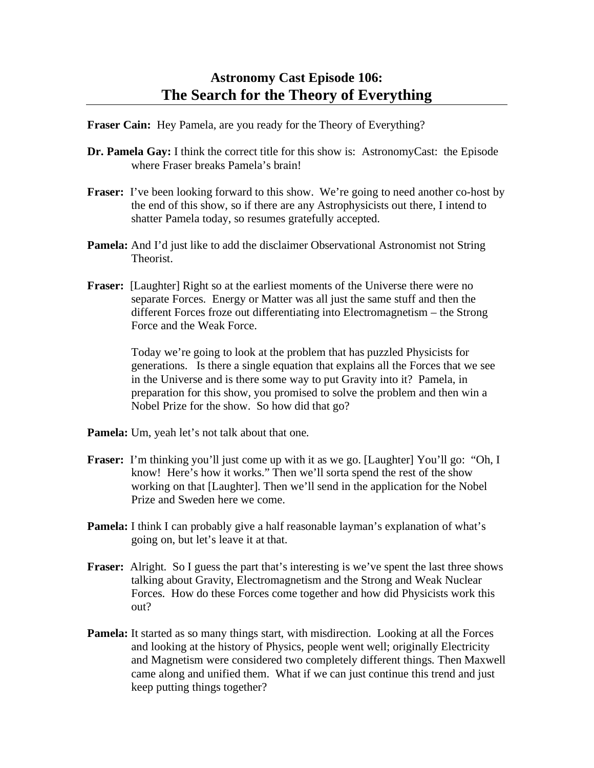# Astronomy Cast Episode 106:
# The Search for the Theory of Everything

**Fraser Cain:** Hey Pamela, are you ready for the Theory of Everything?

**Dr. Pamela Gay:** I think the correct title for this show is: AstronomyCast: the Episode where Fraser breaks Pamela's brain!

**Fraser:** I've been looking forward to this show. We're going to need another co-host by the end of this show, so if there are any Astrophysicists out there, I intend to shatter Pamela today, so resumes gratefully accepted.

**Pamela:** And I'd just like to add the disclaimer Observational Astronomist not String Theorist.

**Fraser:** [Laughter] Right so at the earliest moments of the Universe there were no separate Forces. Energy or Matter was all just the same stuff and then the different Forces froze out differentiating into Electromagnetism – the Strong Force and the Weak Force.

Today we're going to look at the problem that has puzzled Physicists for generations. Is there a single equation that explains all the Forces that we see in the Universe and is there some way to put Gravity into it? Pamela, in preparation for this show, you promised to solve the problem and then win a Nobel Prize for the show. So how did that go?

**Pamela:** Um, yeah let's not talk about that one.

**Fraser:** I'm thinking you'll just come up with it as we go. [Laughter] You'll go: "Oh, I know! Here's how it works." Then we'll sorta spend the rest of the show working on that [Laughter]. Then we'll send in the application for the Nobel Prize and Sweden here we come.

**Pamela:** I think I can probably give a half reasonable layman's explanation of what's going on, but let's leave it at that.

**Fraser:** Alright. So I guess the part that's interesting is we've spent the last three shows talking about Gravity, Electromagnetism and the Strong and Weak Nuclear Forces. How do these Forces come together and how did Physicists work this out?

**Pamela:** It started as so many things start, with misdirection. Looking at all the Forces and looking at the history of Physics, people went well; originally Electricity and Magnetism were considered two completely different things. Then Maxwell came along and unified them. What if we can just continue this trend and just keep putting things together?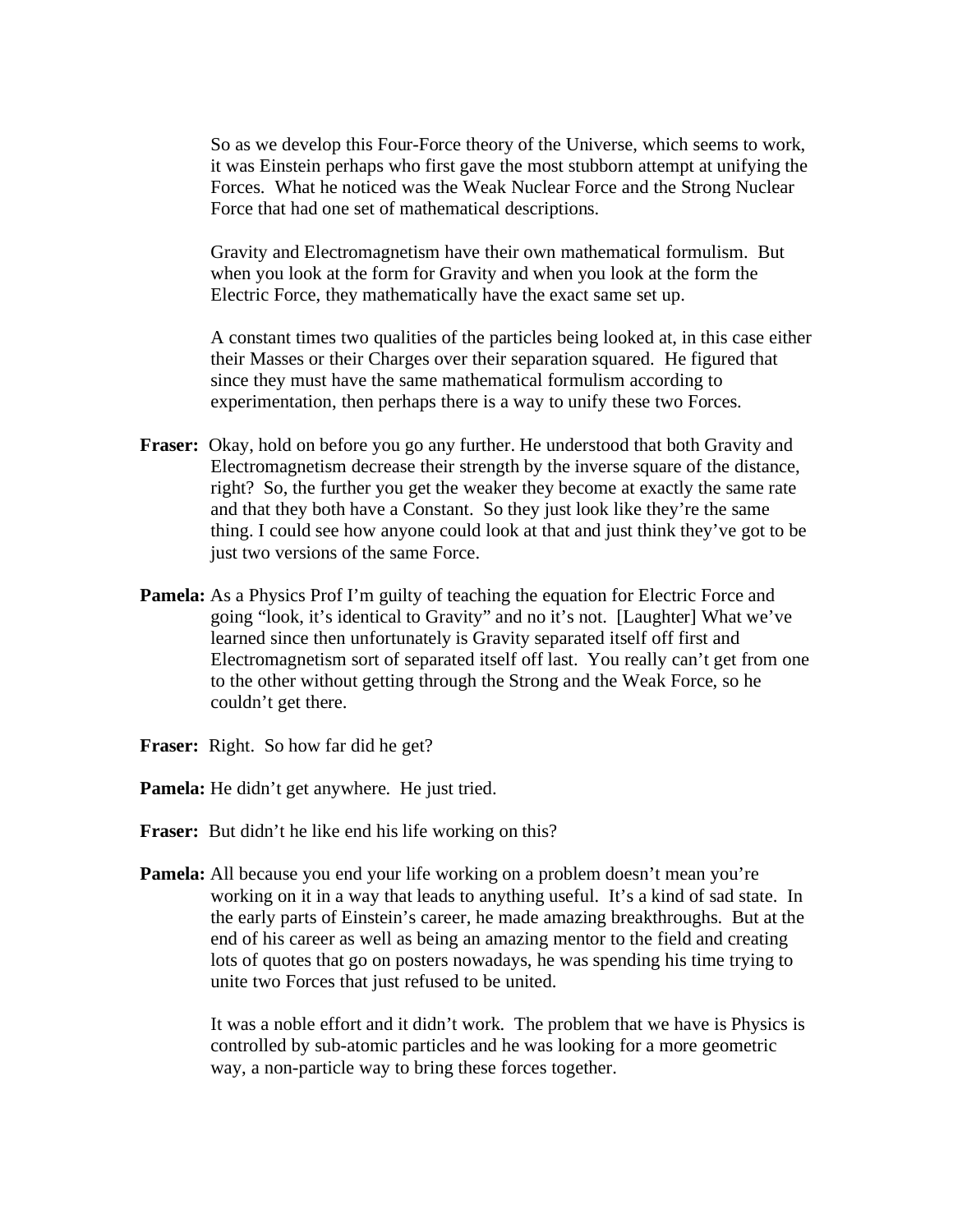So as we develop this Four-Force theory of the Universe, which seems to work, it was Einstein perhaps who first gave the most stubborn attempt at unifying the Forces. What he noticed was the Weak Nuclear Force and the Strong Nuclear Force that had one set of mathematical descriptions.

Gravity and Electromagnetism have their own mathematical formulism. But when you look at the form for Gravity and when you look at the form the Electric Force, they mathematically have the exact same set up.

A constant times two qualities of the particles being looked at, in this case either their Masses or their Charges over their separation squared. He figured that since they must have the same mathematical formulism according to experimentation, then perhaps there is a way to unify these two Forces.

**Fraser:** Okay, hold on before you go any further. He understood that both Gravity and Electromagnetism decrease their strength by the inverse square of the distance, right? So, the further you get the weaker they become at exactly the same rate and that they both have a Constant. So they just look like they're the same thing. I could see how anyone could look at that and just think they've got to be just two versions of the same Force.

**Pamela:** As a Physics Prof I'm guilty of teaching the equation for Electric Force and going "look, it's identical to Gravity" and no it's not. [Laughter] What we've learned since then unfortunately is Gravity separated itself off first and Electromagnetism sort of separated itself off last. You really can't get from one to the other without getting through the Strong and the Weak Force, so he couldn't get there.

**Fraser:** Right. So how far did he get?

**Pamela:** He didn't get anywhere. He just tried.

**Fraser:** But didn't he like end his life working on this?

**Pamela:** All because you end your life working on a problem doesn't mean you're working on it in a way that leads to anything useful. It's a kind of sad state. In the early parts of Einstein's career, he made amazing breakthroughs. But at the end of his career as well as being an amazing mentor to the field and creating lots of quotes that go on posters nowadays, he was spending his time trying to unite two Forces that just refused to be united.

It was a noble effort and it didn't work. The problem that we have is Physics is controlled by sub-atomic particles and he was looking for a more geometric way, a non-particle way to bring these forces together.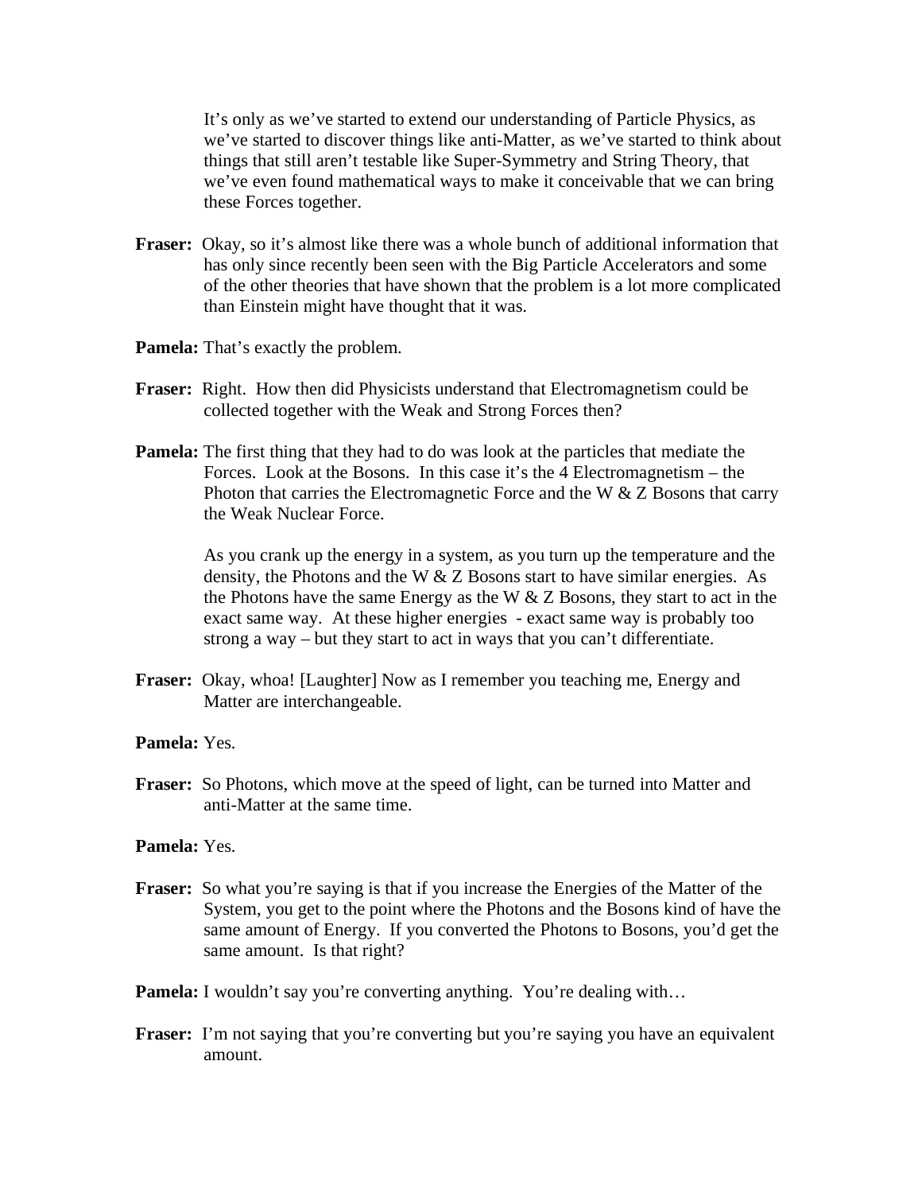It's only as we've started to extend our understanding of Particle Physics, as we've started to discover things like anti-Matter, as we've started to think about things that still aren't testable like Super-Symmetry and String Theory, that we've even found mathematical ways to make it conceivable that we can bring these Forces together.

**Fraser:** Okay, so it's almost like there was a whole bunch of additional information that has only since recently been seen with the Big Particle Accelerators and some of the other theories that have shown that the problem is a lot more complicated than Einstein might have thought that it was.

**Pamela:** That's exactly the problem.

**Fraser:** Right. How then did Physicists understand that Electromagnetism could be collected together with the Weak and Strong Forces then?

**Pamela:** The first thing that they had to do was look at the particles that mediate the Forces. Look at the Bosons. In this case it's the 4 Electromagnetism – the Photon that carries the Electromagnetic Force and the W & Z Bosons that carry the Weak Nuclear Force.

As you crank up the energy in a system, as you turn up the temperature and the density, the Photons and the W & Z Bosons start to have similar energies. As the Photons have the same Energy as the W & Z Bosons, they start to act in the exact same way. At these higher energies - exact same way is probably too strong a way – but they start to act in ways that you can't differentiate.

**Fraser:** Okay, whoa! [Laughter] Now as I remember you teaching me, Energy and Matter are interchangeable.

**Pamela:** Yes.

**Fraser:** So Photons, which move at the speed of light, can be turned into Matter and anti-Matter at the same time.

**Pamela:** Yes.

**Fraser:** So what you're saying is that if you increase the Energies of the Matter of the System, you get to the point where the Photons and the Bosons kind of have the same amount of Energy. If you converted the Photons to Bosons, you'd get the same amount. Is that right?

**Pamela:** I wouldn't say you're converting anything. You're dealing with…

**Fraser:** I'm not saying that you're converting but you're saying you have an equivalent amount.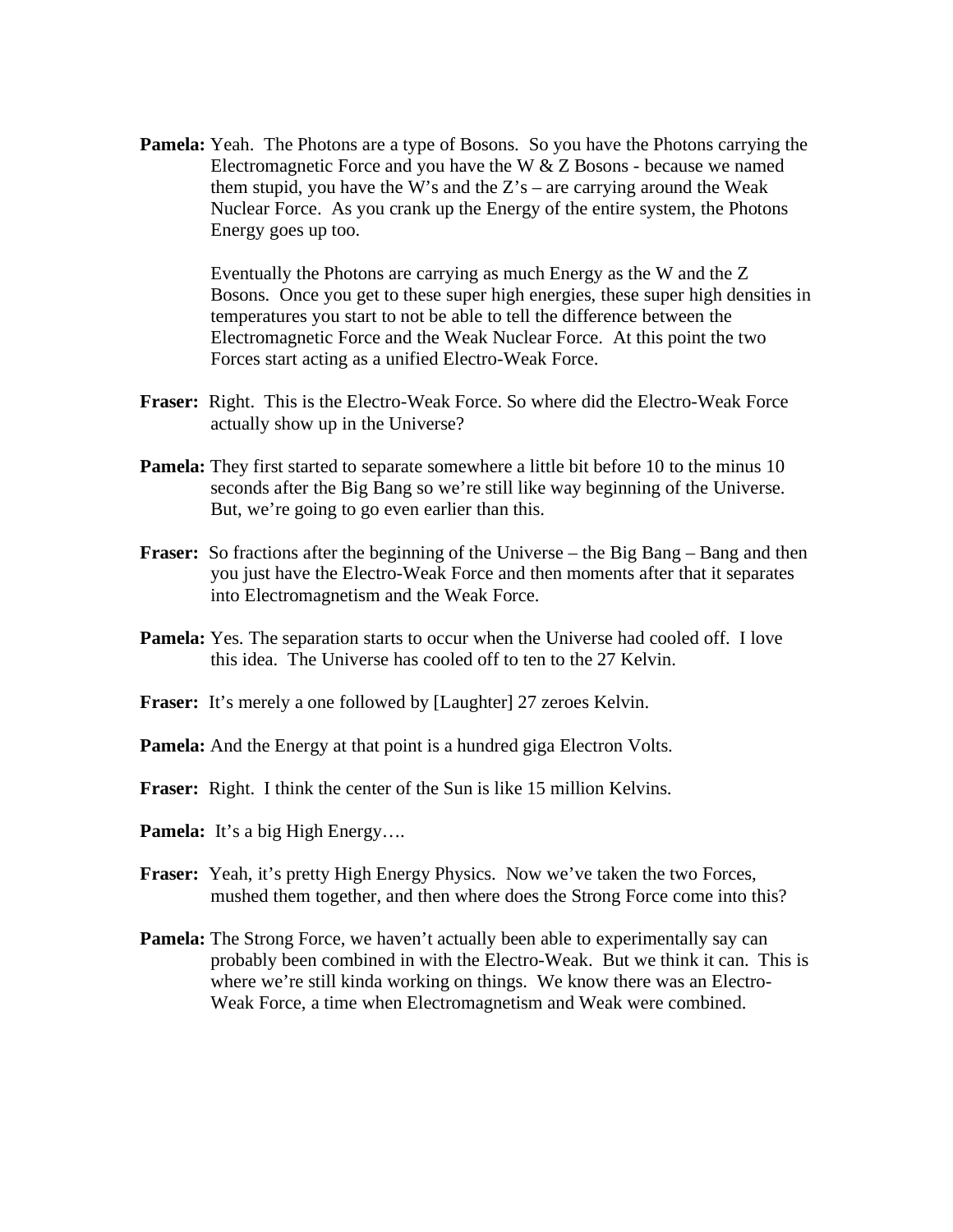**Pamela:** Yeah. The Photons are a type of Bosons. So you have the Photons carrying the Electromagnetic Force and you have the W & Z Bosons - because we named them stupid, you have the W's and the Z's – are carrying around the Weak Nuclear Force. As you crank up the Energy of the entire system, the Photons Energy goes up too.

Eventually the Photons are carrying as much Energy as the W and the Z Bosons. Once you get to these super high energies, these super high densities in temperatures you start to not be able to tell the difference between the Electromagnetic Force and the Weak Nuclear Force. At this point the two Forces start acting as a unified Electro-Weak Force.

**Fraser:** Right. This is the Electro-Weak Force. So where did the Electro-Weak Force actually show up in the Universe?

**Pamela:** They first started to separate somewhere a little bit before 10 to the minus 10 seconds after the Big Bang so we're still like way beginning of the Universe. But, we're going to go even earlier than this.

**Fraser:** So fractions after the beginning of the Universe – the Big Bang – Bang and then you just have the Electro-Weak Force and then moments after that it separates into Electromagnetism and the Weak Force.

**Pamela:** Yes. The separation starts to occur when the Universe had cooled off. I love this idea. The Universe has cooled off to ten to the 27 Kelvin.

**Fraser:** It's merely a one followed by [Laughter] 27 zeroes Kelvin.

**Pamela:** And the Energy at that point is a hundred giga Electron Volts.

**Fraser:** Right. I think the center of the Sun is like 15 million Kelvins.

**Pamela:** It's a big High Energy….

**Fraser:** Yeah, it's pretty High Energy Physics. Now we've taken the two Forces, mushed them together, and then where does the Strong Force come into this?

**Pamela:** The Strong Force, we haven't actually been able to experimentally say can probably been combined in with the Electro-Weak. But we think it can. This is where we're still kinda working on things. We know there was an Electro-Weak Force, a time when Electromagnetism and Weak were combined.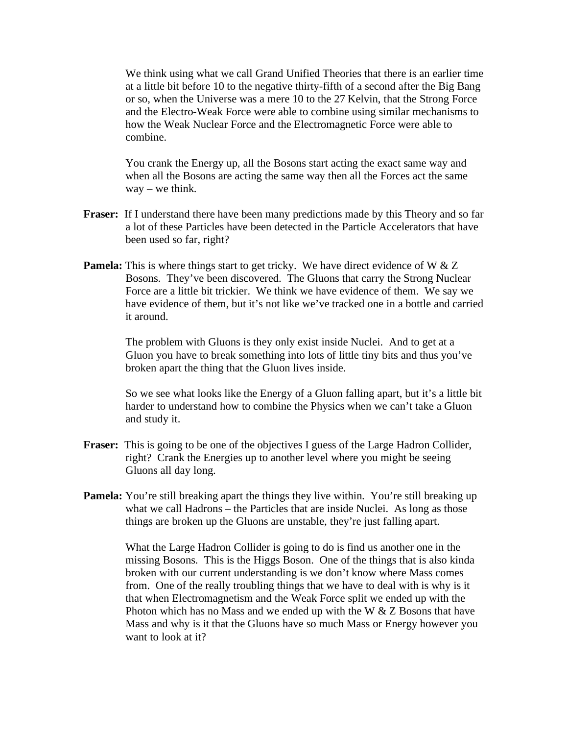We think using what we call Grand Unified Theories that there is an earlier time at a little bit before 10 to the negative thirty-fifth of a second after the Big Bang or so, when the Universe was a mere 10 to the 27 Kelvin, that the Strong Force and the Electro-Weak Force were able to combine using similar mechanisms to how the Weak Nuclear Force and the Electromagnetic Force were able to combine.

You crank the Energy up, all the Bosons start acting the exact same way and when all the Bosons are acting the same way then all the Forces act the same way – we think.

**Fraser:** If I understand there have been many predictions made by this Theory and so far a lot of these Particles have been detected in the Particle Accelerators that have been used so far, right?

**Pamela:** This is where things start to get tricky. We have direct evidence of W & Z Bosons. They've been discovered. The Gluons that carry the Strong Nuclear Force are a little bit trickier. We think we have evidence of them. We say we have evidence of them, but it's not like we've tracked one in a bottle and carried it around.

The problem with Gluons is they only exist inside Nuclei. And to get at a Gluon you have to break something into lots of little tiny bits and thus you've broken apart the thing that the Gluon lives inside.

So we see what looks like the Energy of a Gluon falling apart, but it's a little bit harder to understand how to combine the Physics when we can't take a Gluon and study it.

**Fraser:** This is going to be one of the objectives I guess of the Large Hadron Collider, right? Crank the Energies up to another level where you might be seeing Gluons all day long.

**Pamela:** You're still breaking apart the things they live within. You're still breaking up what we call Hadrons – the Particles that are inside Nuclei. As long as those things are broken up the Gluons are unstable, they're just falling apart.

What the Large Hadron Collider is going to do is find us another one in the missing Bosons. This is the Higgs Boson. One of the things that is also kinda broken with our current understanding is we don't know where Mass comes from. One of the really troubling things that we have to deal with is why is it that when Electromagnetism and the Weak Force split we ended up with the Photon which has no Mass and we ended up with the W & Z Bosons that have Mass and why is it that the Gluons have so much Mass or Energy however you want to look at it?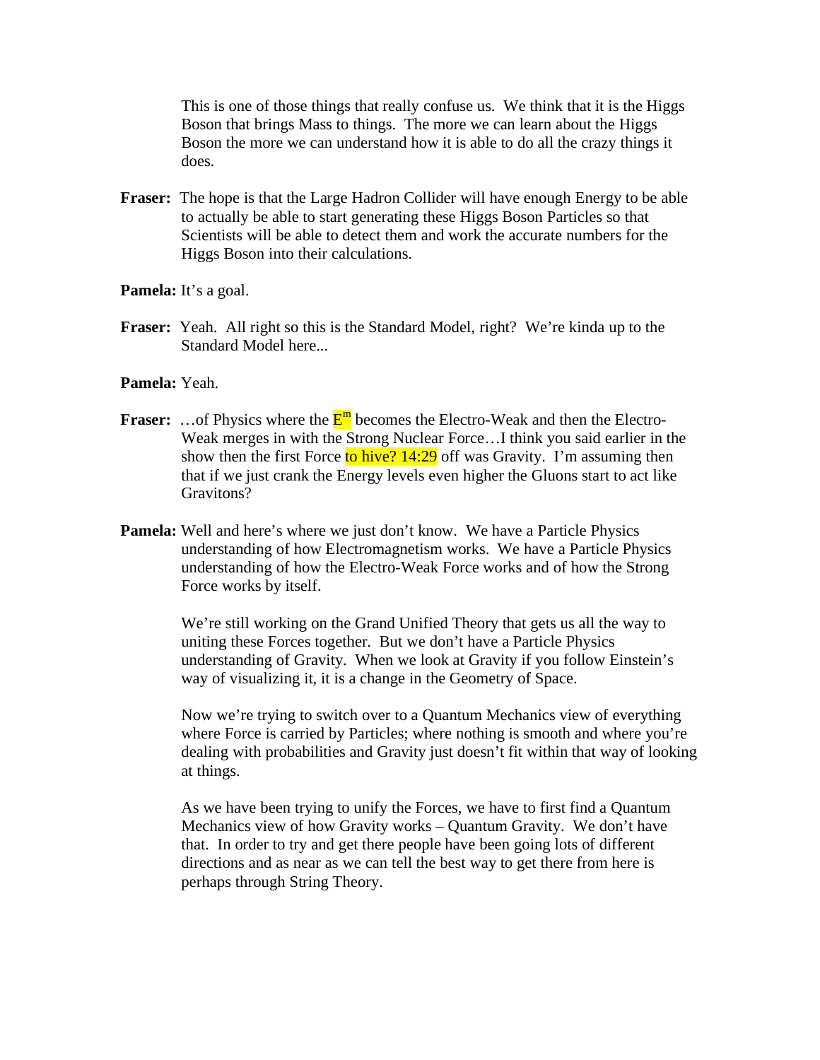This is one of those things that really confuse us. We think that it is the Higgs Boson that brings Mass to things. The more we can learn about the Higgs Boson the more we can understand how it is able to do all the crazy things it does.

**Fraser:** The hope is that the Large Hadron Collider will have enough Energy to be able to actually be able to start generating these Higgs Boson Particles so that Scientists will be able to detect them and work the accurate numbers for the Higgs Boson into their calculations.

**Pamela:** It's a goal.

**Fraser:** Yeah. All right so this is the Standard Model, right? We're kinda up to the Standard Model here...

**Pamela:** Yeah.

**Fraser:** …of Physics where the $E^m$ becomes the Electro-Weak and then the Electro-Weak merges in with the Strong Nuclear Force…I think you said earlier in the show then the first Force to hive? 14:29 off was Gravity. I'm assuming then that if we just crank the Energy levels even higher the Gluons start to act like Gravitons?

**Pamela:** Well and here's where we just don't know. We have a Particle Physics understanding of how Electromagnetism works. We have a Particle Physics understanding of how the Electro-Weak Force works and of how the Strong Force works by itself.

We're still working on the Grand Unified Theory that gets us all the way to uniting these Forces together. But we don't have a Particle Physics understanding of Gravity. When we look at Gravity if you follow Einstein's way of visualizing it, it is a change in the Geometry of Space.

Now we're trying to switch over to a Quantum Mechanics view of everything where Force is carried by Particles; where nothing is smooth and where you're dealing with probabilities and Gravity just doesn't fit within that way of looking at things.

As we have been trying to unify the Forces, we have to first find a Quantum Mechanics view of how Gravity works – Quantum Gravity. We don't have that. In order to try and get there people have been going lots of different directions and as near as we can tell the best way to get there from here is perhaps through String Theory.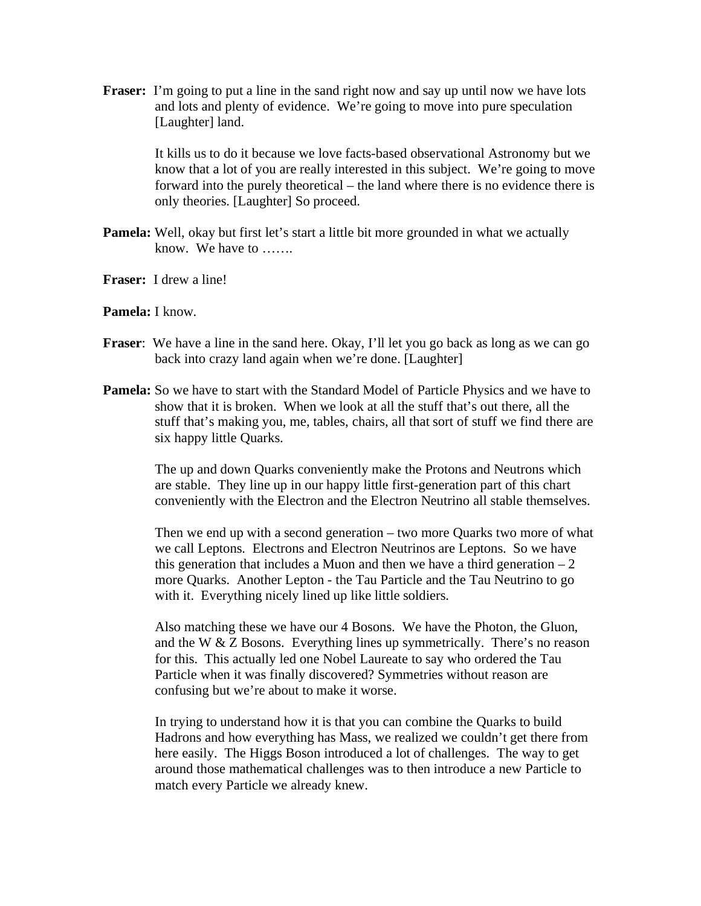**Fraser:** I'm going to put a line in the sand right now and say up until now we have lots and lots and plenty of evidence. We're going to move into pure speculation [Laughter] land.

It kills us to do it because we love facts-based observational Astronomy but we know that a lot of you are really interested in this subject. We're going to move forward into the purely theoretical – the land where there is no evidence there is only theories. [Laughter] So proceed.

**Pamela:** Well, okay but first let's start a little bit more grounded in what we actually know. We have to …….

**Fraser:** I drew a line!

**Pamela:** I know.

**Fraser**: We have a line in the sand here. Okay, I'll let you go back as long as we can go back into crazy land again when we're done. [Laughter]

**Pamela:** So we have to start with the Standard Model of Particle Physics and we have to show that it is broken. When we look at all the stuff that's out there, all the stuff that's making you, me, tables, chairs, all that sort of stuff we find there are six happy little Quarks.

The up and down Quarks conveniently make the Protons and Neutrons which are stable. They line up in our happy little first-generation part of this chart conveniently with the Electron and the Electron Neutrino all stable themselves.

Then we end up with a second generation – two more Quarks two more of what we call Leptons. Electrons and Electron Neutrinos are Leptons. So we have this generation that includes a Muon and then we have a third generation – 2 more Quarks. Another Lepton - the Tau Particle and the Tau Neutrino to go with it. Everything nicely lined up like little soldiers.

Also matching these we have our 4 Bosons. We have the Photon, the Gluon, and the W & Z Bosons. Everything lines up symmetrically. There's no reason for this. This actually led one Nobel Laureate to say who ordered the Tau Particle when it was finally discovered? Symmetries without reason are confusing but we're about to make it worse.

In trying to understand how it is that you can combine the Quarks to build Hadrons and how everything has Mass, we realized we couldn't get there from here easily. The Higgs Boson introduced a lot of challenges. The way to get around those mathematical challenges was to then introduce a new Particle to match every Particle we already knew.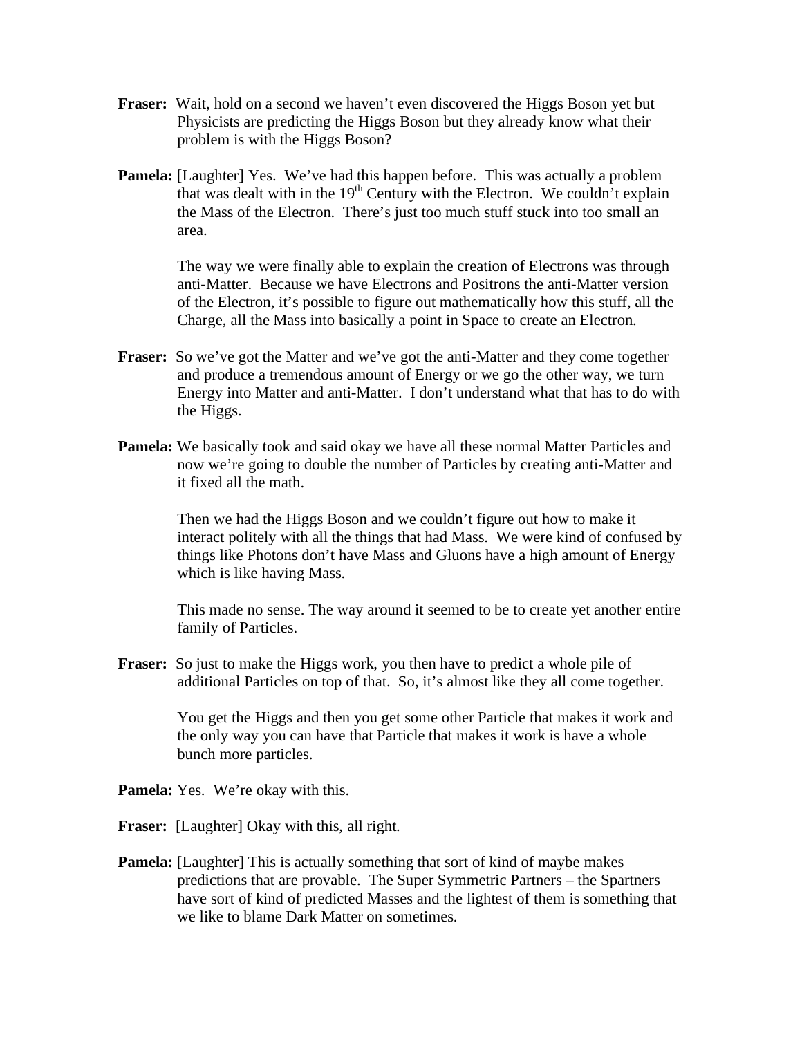**Fraser:** Wait, hold on a second we haven't even discovered the Higgs Boson yet but Physicists are predicting the Higgs Boson but they already know what their problem is with the Higgs Boson?

**Pamela:** [Laughter] Yes. We've had this happen before. This was actually a problem that was dealt with in the 19th Century with the Electron. We couldn't explain the Mass of the Electron. There's just too much stuff stuck into too small an area.

The way we were finally able to explain the creation of Electrons was through anti-Matter. Because we have Electrons and Positrons the anti-Matter version of the Electron, it's possible to figure out mathematically how this stuff, all the Charge, all the Mass into basically a point in Space to create an Electron.

**Fraser:** So we've got the Matter and we've got the anti-Matter and they come together and produce a tremendous amount of Energy or we go the other way, we turn Energy into Matter and anti-Matter. I don't understand what that has to do with the Higgs.

**Pamela:** We basically took and said okay we have all these normal Matter Particles and now we're going to double the number of Particles by creating anti-Matter and it fixed all the math.

Then we had the Higgs Boson and we couldn't figure out how to make it interact politely with all the things that had Mass. We were kind of confused by things like Photons don't have Mass and Gluons have a high amount of Energy which is like having Mass.

This made no sense. The way around it seemed to be to create yet another entire family of Particles.

**Fraser:** So just to make the Higgs work, you then have to predict a whole pile of additional Particles on top of that. So, it's almost like they all come together.

You get the Higgs and then you get some other Particle that makes it work and the only way you can have that Particle that makes it work is have a whole bunch more particles.

**Pamela:** Yes. We're okay with this.

**Fraser:** [Laughter] Okay with this, all right.

**Pamela:** [Laughter] This is actually something that sort of kind of maybe makes predictions that are provable. The Super Symmetric Partners – the Spartners have sort of kind of predicted Masses and the lightest of them is something that we like to blame Dark Matter on sometimes.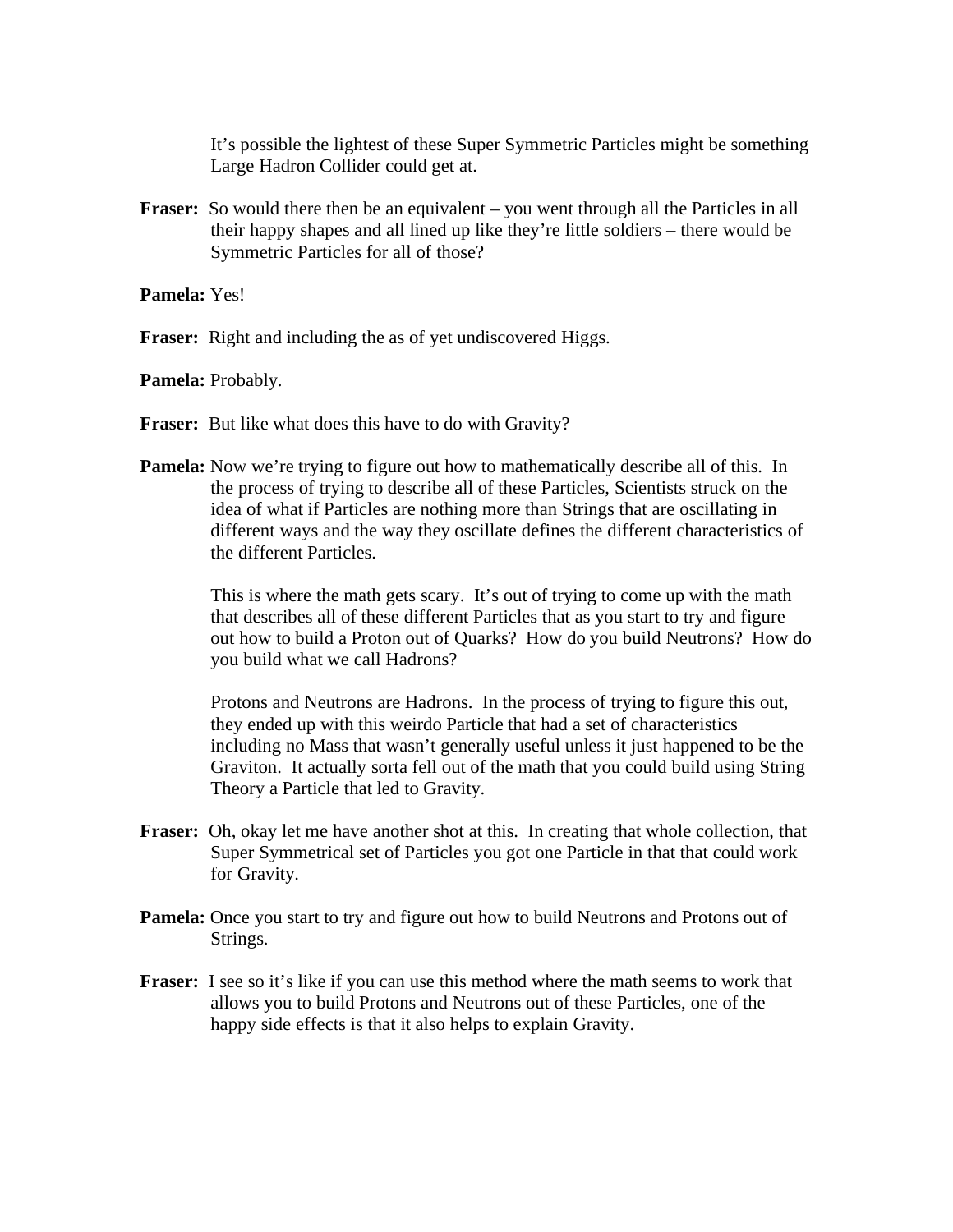It's possible the lightest of these Super Symmetric Particles might be something Large Hadron Collider could get at.

**Fraser:** So would there then be an equivalent – you went through all the Particles in all their happy shapes and all lined up like they're little soldiers – there would be Symmetric Particles for all of those?

**Pamela:** Yes!

**Fraser:** Right and including the as of yet undiscovered Higgs.

**Pamela:** Probably.

**Fraser:** But like what does this have to do with Gravity?

**Pamela:** Now we're trying to figure out how to mathematically describe all of this. In the process of trying to describe all of these Particles, Scientists struck on the idea of what if Particles are nothing more than Strings that are oscillating in different ways and the way they oscillate defines the different characteristics of the different Particles.

This is where the math gets scary. It's out of trying to come up with the math that describes all of these different Particles that as you start to try and figure out how to build a Proton out of Quarks? How do you build Neutrons? How do you build what we call Hadrons?

Protons and Neutrons are Hadrons. In the process of trying to figure this out, they ended up with this weirdo Particle that had a set of characteristics including no Mass that wasn't generally useful unless it just happened to be the Graviton. It actually sorta fell out of the math that you could build using String Theory a Particle that led to Gravity.

**Fraser:** Oh, okay let me have another shot at this. In creating that whole collection, that Super Symmetrical set of Particles you got one Particle in that that could work for Gravity.

**Pamela:** Once you start to try and figure out how to build Neutrons and Protons out of Strings.

**Fraser:** I see so it's like if you can use this method where the math seems to work that allows you to build Protons and Neutrons out of these Particles, one of the happy side effects is that it also helps to explain Gravity.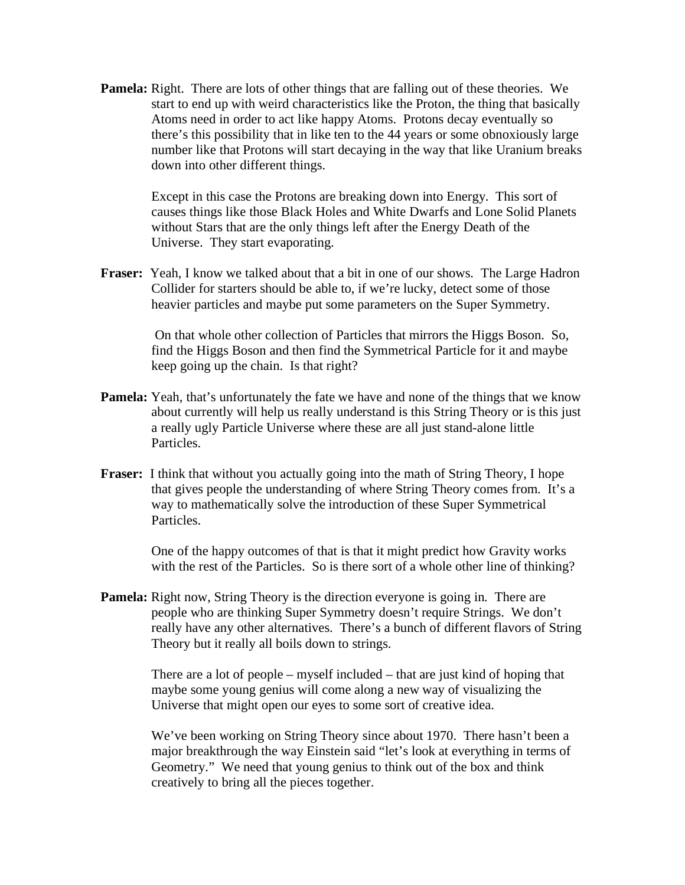**Pamela:** Right. There are lots of other things that are falling out of these theories. We start to end up with weird characteristics like the Proton, the thing that basically Atoms need in order to act like happy Atoms. Protons decay eventually so there's this possibility that in like ten to the 44 years or some obnoxiously large number like that Protons will start decaying in the way that like Uranium breaks down into other different things.

Except in this case the Protons are breaking down into Energy. This sort of causes things like those Black Holes and White Dwarfs and Lone Solid Planets without Stars that are the only things left after the Energy Death of the Universe. They start evaporating.

**Fraser:** Yeah, I know we talked about that a bit in one of our shows. The Large Hadron Collider for starters should be able to, if we're lucky, detect some of those heavier particles and maybe put some parameters on the Super Symmetry.

On that whole other collection of Particles that mirrors the Higgs Boson. So, find the Higgs Boson and then find the Symmetrical Particle for it and maybe keep going up the chain. Is that right?

**Pamela:** Yeah, that's unfortunately the fate we have and none of the things that we know about currently will help us really understand is this String Theory or is this just a really ugly Particle Universe where these are all just stand-alone little Particles.

**Fraser:** I think that without you actually going into the math of String Theory, I hope that gives people the understanding of where String Theory comes from. It's a way to mathematically solve the introduction of these Super Symmetrical Particles.

One of the happy outcomes of that is that it might predict how Gravity works with the rest of the Particles. So is there sort of a whole other line of thinking?

**Pamela:** Right now, String Theory is the direction everyone is going in. There are people who are thinking Super Symmetry doesn't require Strings. We don't really have any other alternatives. There's a bunch of different flavors of String Theory but it really all boils down to strings.

There are a lot of people – myself included – that are just kind of hoping that maybe some young genius will come along a new way of visualizing the Universe that might open our eyes to some sort of creative idea.

We've been working on String Theory since about 1970. There hasn't been a major breakthrough the way Einstein said "let's look at everything in terms of Geometry." We need that young genius to think out of the box and think creatively to bring all the pieces together.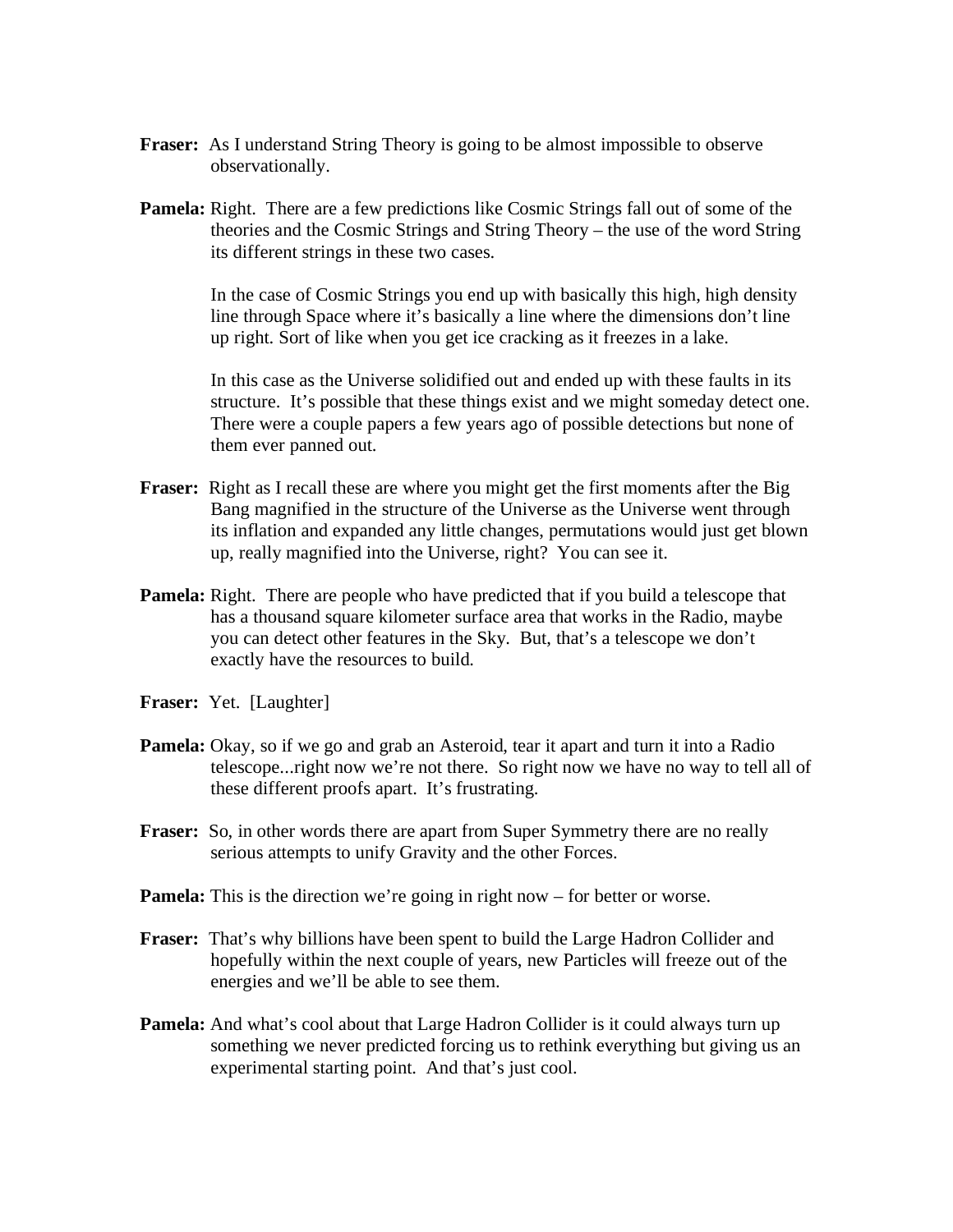**Fraser:** As I understand String Theory is going to be almost impossible to observe observationally.

**Pamela:** Right. There are a few predictions like Cosmic Strings fall out of some of the theories and the Cosmic Strings and String Theory – the use of the word String its different strings in these two cases.

In the case of Cosmic Strings you end up with basically this high, high density line through Space where it's basically a line where the dimensions don't line up right. Sort of like when you get ice cracking as it freezes in a lake.

In this case as the Universe solidified out and ended up with these faults in its structure. It's possible that these things exist and we might someday detect one. There were a couple papers a few years ago of possible detections but none of them ever panned out.

**Fraser:** Right as I recall these are where you might get the first moments after the Big Bang magnified in the structure of the Universe as the Universe went through its inflation and expanded any little changes, permutations would just get blown up, really magnified into the Universe, right? You can see it.

**Pamela:** Right. There are people who have predicted that if you build a telescope that has a thousand square kilometer surface area that works in the Radio, maybe you can detect other features in the Sky. But, that's a telescope we don't exactly have the resources to build.

**Fraser:** Yet. [Laughter]

**Pamela:** Okay, so if we go and grab an Asteroid, tear it apart and turn it into a Radio telescope...right now we're not there. So right now we have no way to tell all of these different proofs apart. It's frustrating.

**Fraser:** So, in other words there are apart from Super Symmetry there are no really serious attempts to unify Gravity and the other Forces.

**Pamela:** This is the direction we're going in right now – for better or worse.

**Fraser:** That's why billions have been spent to build the Large Hadron Collider and hopefully within the next couple of years, new Particles will freeze out of the energies and we'll be able to see them.

**Pamela:** And what's cool about that Large Hadron Collider is it could always turn up something we never predicted forcing us to rethink everything but giving us an experimental starting point. And that's just cool.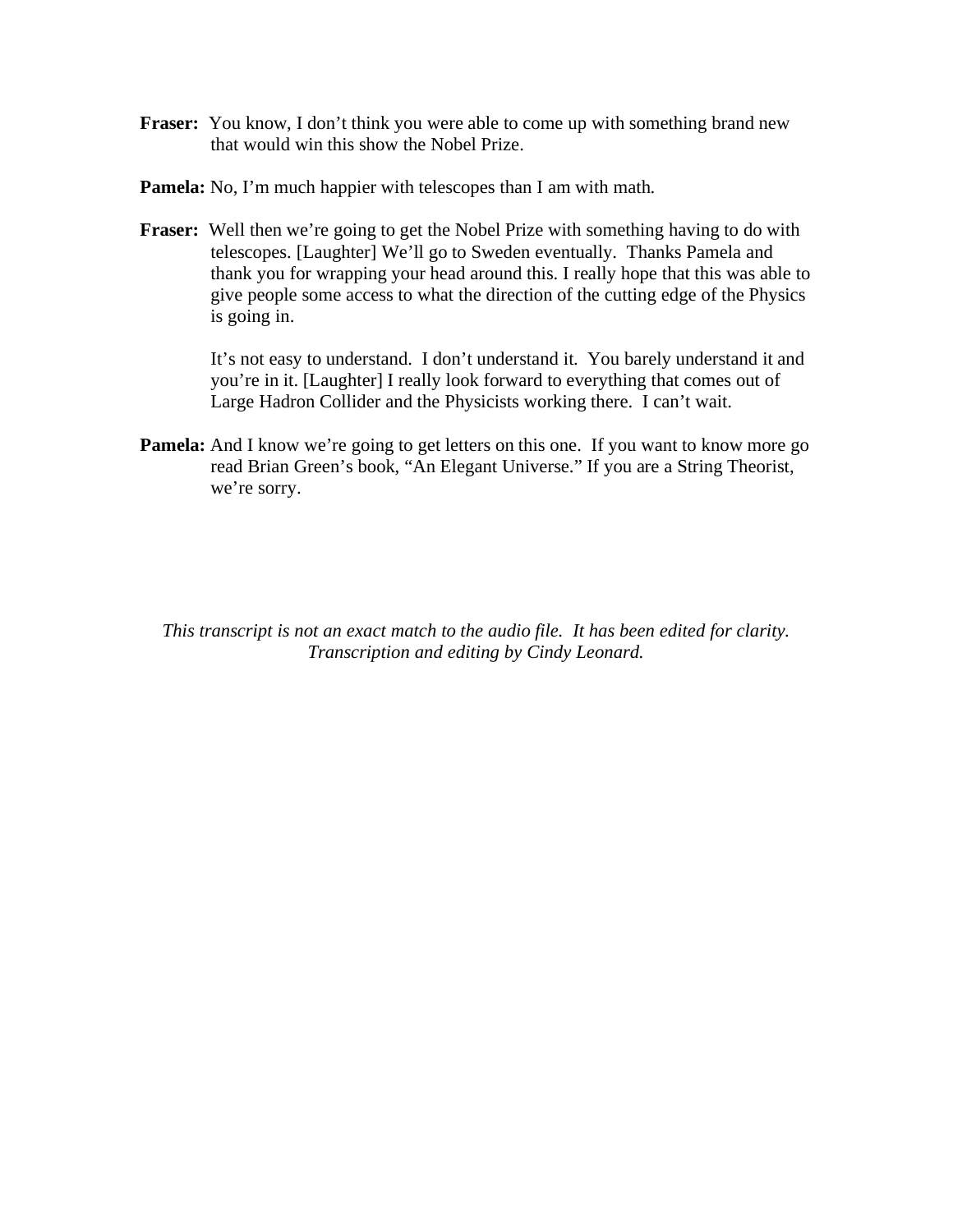**Fraser:** You know, I don't think you were able to come up with something brand new that would win this show the Nobel Prize.

**Pamela:** No, I'm much happier with telescopes than I am with math.

**Fraser:** Well then we're going to get the Nobel Prize with something having to do with telescopes. [Laughter] We'll go to Sweden eventually. Thanks Pamela and thank you for wrapping your head around this. I really hope that this was able to give people some access to what the direction of the cutting edge of the Physics is going in.

It's not easy to understand. I don't understand it. You barely understand it and you're in it. [Laughter] I really look forward to everything that comes out of Large Hadron Collider and the Physicists working there. I can't wait.

**Pamela:** And I know we're going to get letters on this one. If you want to know more go read Brian Green's book, "An Elegant Universe." If you are a String Theorist, we're sorry.

*This transcript is not an exact match to the audio file. It has been edited for clarity. Transcription and editing by Cindy Leonard.*